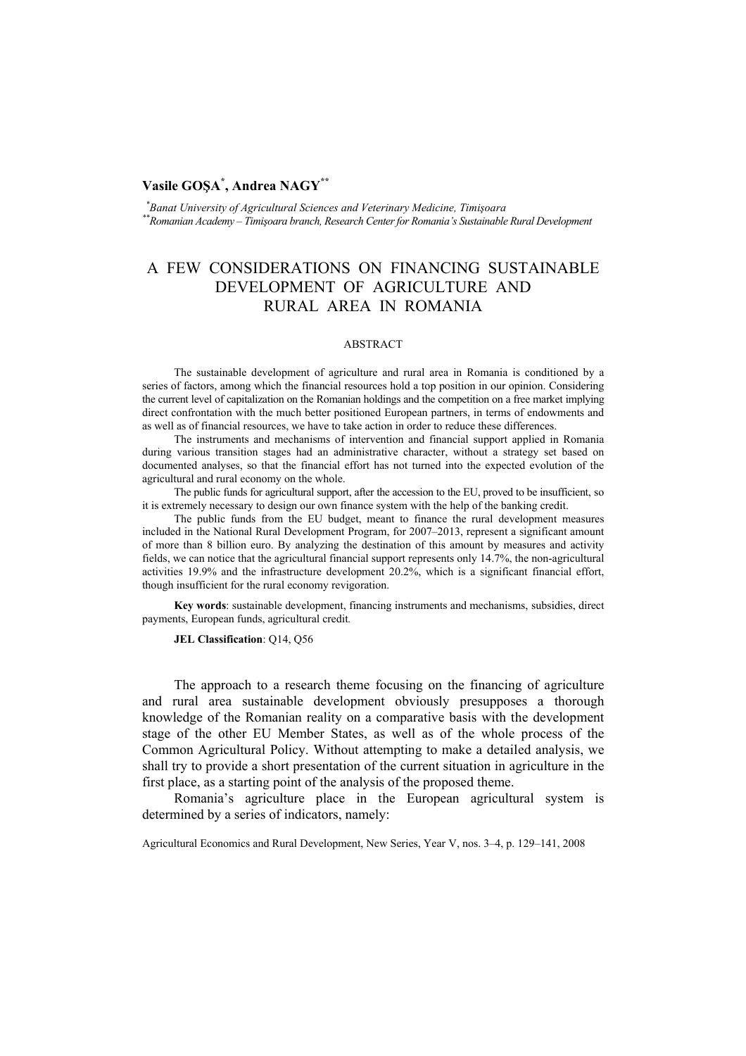**Vasile GOŞA**[*]**, Andrea NAGY**[**]

[*]*Banat University of Agricultural Sciences and Veterinary Medicine, Timişoara*
[**]*Romanian Academy – Timişoara branch, Research Center for Romania's Sustainable Rural Development*

# A FEW CONSIDERATIONS ON FINANCING SUSTAINABLE DEVELOPMENT OF AGRICULTURE AND RURAL AREA IN ROMANIA

ABSTRACT

The sustainable development of agriculture and rural area in Romania is conditioned by a series of factors, among which the financial resources hold a top position in our opinion. Considering the current level of capitalization on the Romanian holdings and the competition on a free market implying direct confrontation with the much better positioned European partners, in terms of endowments and as well as of financial resources, we have to take action in order to reduce these differences.

The instruments and mechanisms of intervention and financial support applied in Romania during various transition stages had an administrative character, without a strategy set based on documented analyses, so that the financial effort has not turned into the expected evolution of the agricultural and rural economy on the whole.

The public funds for agricultural support, after the accession to the EU, proved to be insufficient, so it is extremely necessary to design our own finance system with the help of the banking credit.

The public funds from the EU budget, meant to finance the rural development measures included in the National Rural Development Program, for 2007–2013, represent a significant amount of more than 8 billion euro. By analyzing the destination of this amount by measures and activity fields, we can notice that the agricultural financial support represents only 14.7%, the non-agricultural activities 19.9% and the infrastructure development 20.2%, which is a significant financial effort, though insufficient for the rural economy revigoration.

**Key words**: sustainable development, financing instruments and mechanisms, subsidies, direct payments, European funds, agricultural credit.

**JEL Classification**: Q14, Q56

The approach to a research theme focusing on the financing of agriculture and rural area sustainable development obviously presupposes a thorough knowledge of the Romanian reality on a comparative basis with the development stage of the other EU Member States, as well as of the whole process of the Common Agricultural Policy. Without attempting to make a detailed analysis, we shall try to provide a short presentation of the current situation in agriculture in the first place, as a starting point of the analysis of the proposed theme.

Romania's agriculture place in the European agricultural system is determined by a series of indicators, namely: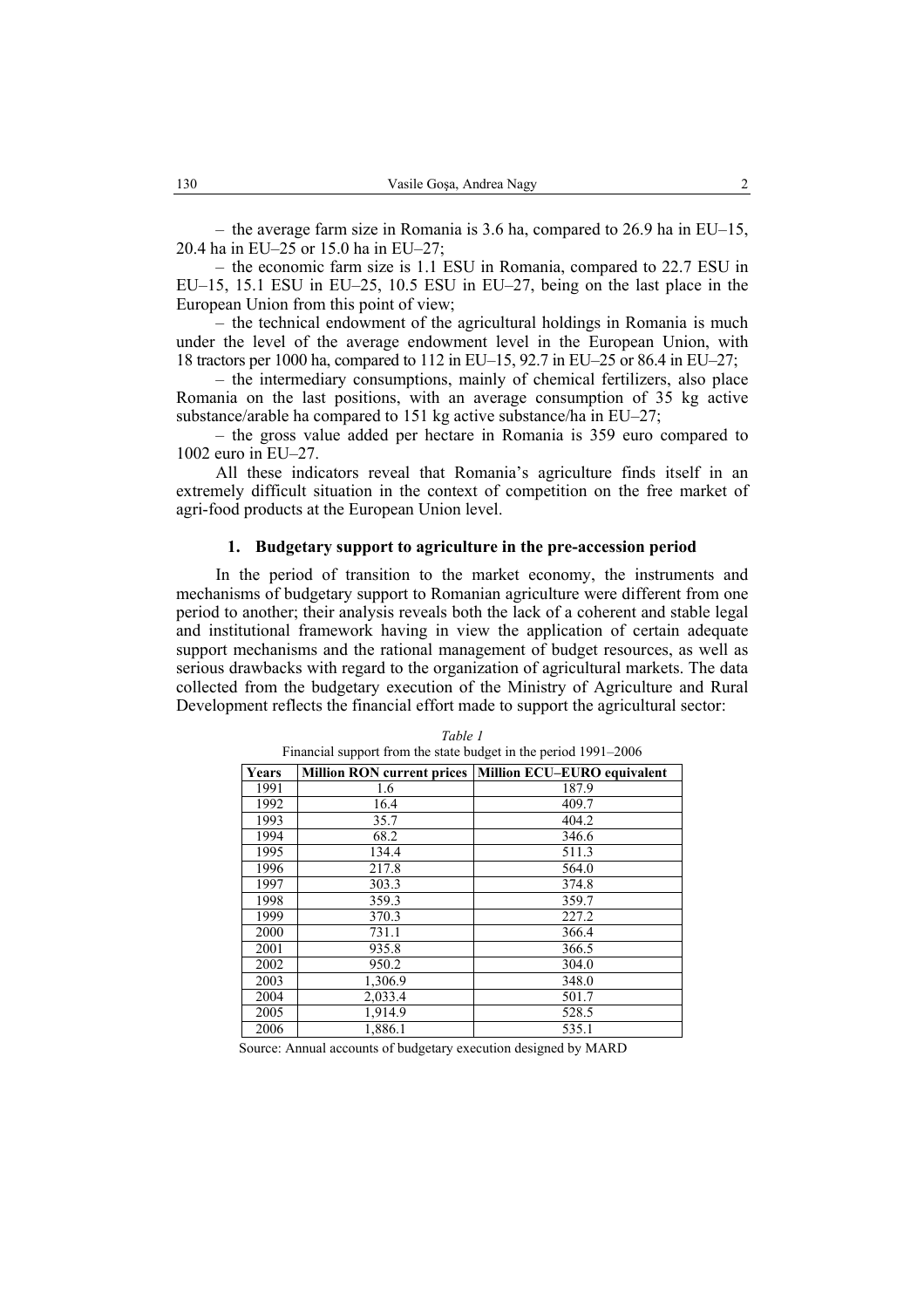– the average farm size in Romania is 3.6 ha, compared to 26.9 ha in EU–15, 20.4 ha in EU–25 or 15.0 ha in EU–27;

– the economic farm size is 1.1 ESU in Romania, compared to 22.7 ESU in EU–15, 15.1 ESU in EU–25, 10.5 ESU in EU–27, being on the last place in the European Union from this point of view;

– the technical endowment of the agricultural holdings in Romania is much under the level of the average endowment level in the European Union, with 18 tractors per 1000 ha, compared to 112 in EU–15, 92.7 in EU–25 or 86.4 in EU–27;

– the intermediary consumptions, mainly of chemical fertilizers, also place Romania on the last positions, with an average consumption of 35 kg active substance/arable ha compared to 151 kg active substance/ha in EU–27;

– the gross value added per hectare in Romania is 359 euro compared to 1002 euro in EU–27.

All these indicators reveal that Romania's agriculture finds itself in an extremely difficult situation in the context of competition on the free market of agri-food products at the European Union level.

## 1. Budgetary support to agriculture in the pre-accession period

In the period of transition to the market economy, the instruments and mechanisms of budgetary support to Romanian agriculture were different from one period to another; their analysis reveals both the lack of a coherent and stable legal and institutional framework having in view the application of certain adequate support mechanisms and the rational management of budget resources, as well as serious drawbacks with regard to the organization of agricultural markets. The data collected from the budgetary execution of the Ministry of Agriculture and Rural Development reflects the financial effort made to support the agricultural sector:

*Table 1*

Financial support from the state budget in the period 1991–2006

| Years | Million RON current prices | Million ECU–EURO equivalent |
|---|---|---|
| 1991 | 1.6 | 187.9 |
| 1992 | 16.4 | 409.7 |
| 1993 | 35.7 | 404.2 |
| 1994 | 68.2 | 346.6 |
| 1995 | 134.4 | 511.3 |
| 1996 | 217.8 | 564.0 |
| 1997 | 303.3 | 374.8 |
| 1998 | 359.3 | 359.7 |
| 1999 | 370.3 | 227.2 |
| 2000 | 731.1 | 366.4 |
| 2001 | 935.8 | 366.5 |
| 2002 | 950.2 | 304.0 |
| 2003 | 1,306.9 | 348.0 |
| 2004 | 2,033.4 | 501.7 |
| 2005 | 1,914.9 | 528.5 |
| 2006 | 1,886.1 | 535.1 |

Source: Annual accounts of budgetary execution designed by MARD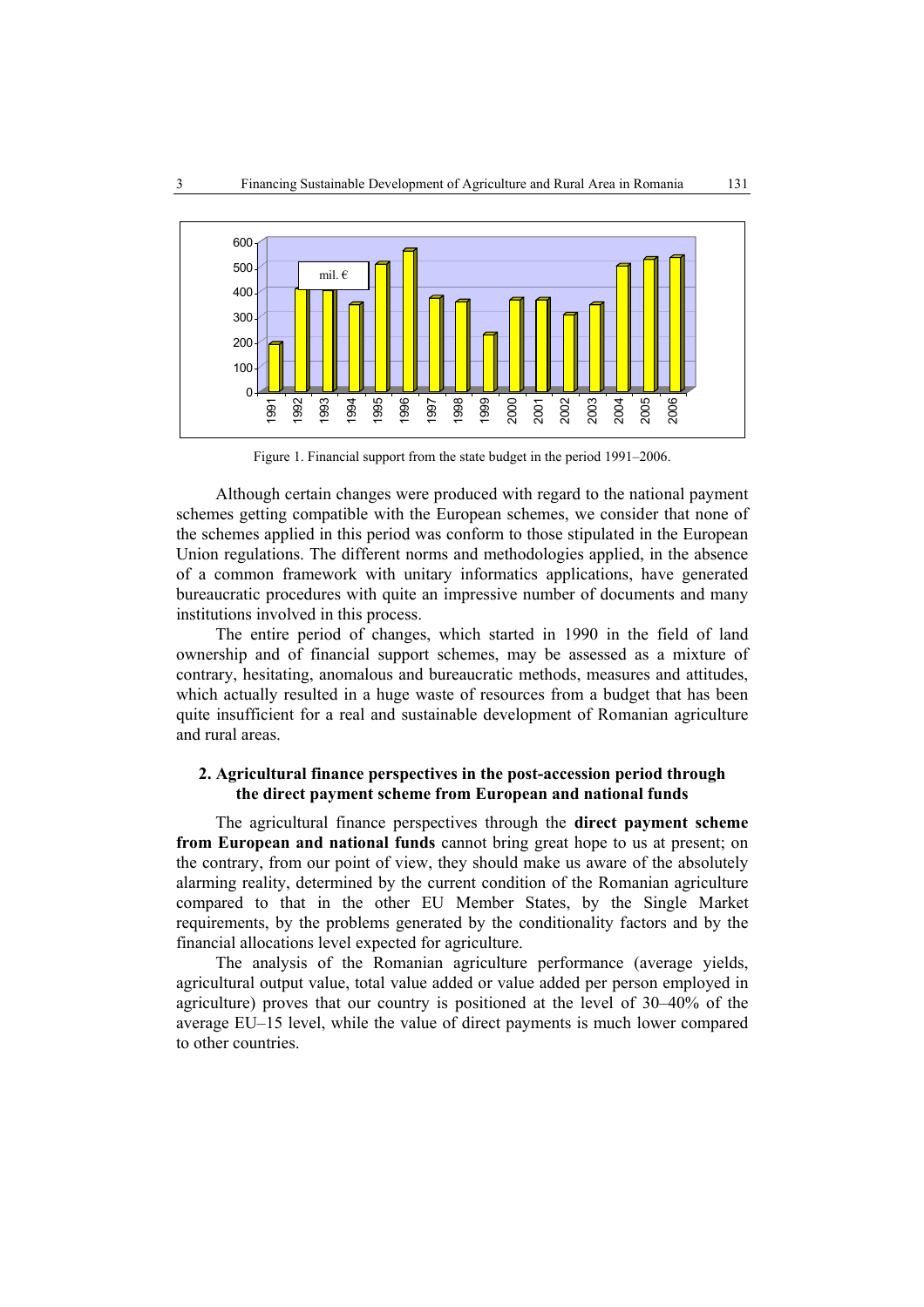Figure 1. Financial support from the state budget in the period 1991–2006.

Although certain changes were produced with regard to the national payment schemes getting compatible with the European schemes, we consider that none of the schemes applied in this period was conform to those stipulated in the European Union regulations. The different norms and methodologies applied, in the absence of a common framework with unitary informatics applications, have generated bureaucratic procedures with quite an impressive number of documents and many institutions involved in this process.

The entire period of changes, which started in 1990 in the field of land ownership and of financial support schemes, may be assessed as a mixture of contrary, hesitating, anomalous and bureaucratic methods, measures and attitudes, which actually resulted in a huge waste of resources from a budget that has been quite insufficient for a real and sustainable development of Romanian agriculture and rural areas.

## 2. Agricultural finance perspectives in the post-accession period through the direct payment scheme from European and national funds

The agricultural finance perspectives through the **direct payment scheme from European and national funds** cannot bring great hope to us at present; on the contrary, from our point of view, they should make us aware of the absolutely alarming reality, determined by the current condition of the Romanian agriculture compared to that in the other EU Member States, by the Single Market requirements, by the problems generated by the conditionality factors and by the financial allocations level expected for agriculture.

The analysis of the Romanian agriculture performance (average yields, agricultural output value, total value added or value added per person employed in agriculture) proves that our country is positioned at the level of 30–40% of the average EU–15 level, while the value of direct payments is much lower compared to other countries.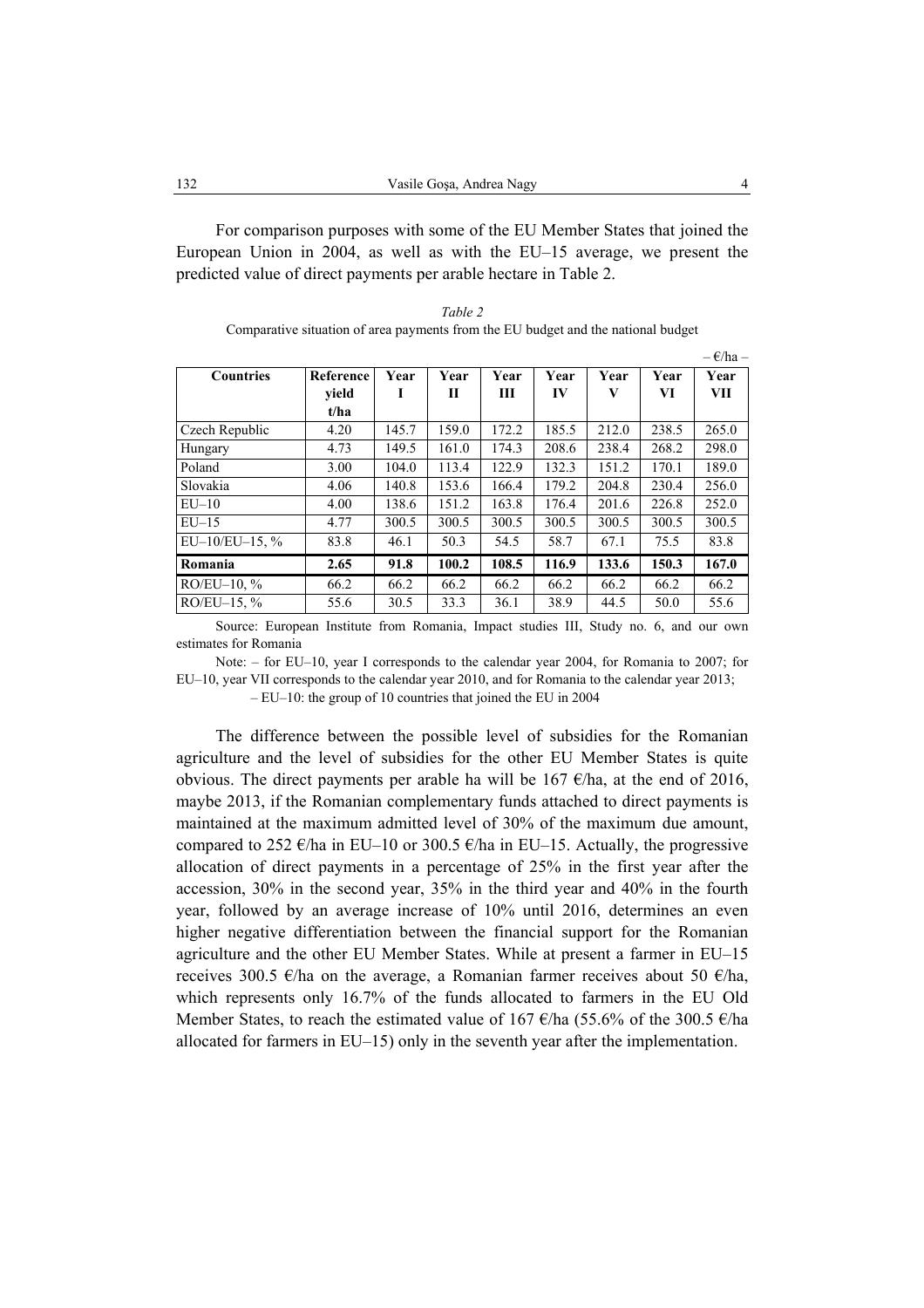For comparison purposes with some of the EU Member States that joined the European Union in 2004, as well as with the EU–15 average, we present the predicted value of direct payments per arable hectare in Table 2.

*Table 2*

Comparative situation of area payments from the EU budget and the national budget

– €/ha –

| Countries | Reference yield t/ha | Year I | Year II | Year III | Year IV | Year V | Year VI | Year VII |
|---|---|---|---|---|---|---|---|---|
| Czech Republic | 4.20 | 145.7 | 159.0 | 172.2 | 185.5 | 212.0 | 238.5 | 265.0 |
| Hungary | 4.73 | 149.5 | 161.0 | 174.3 | 208.6 | 238.4 | 268.2 | 298.0 |
| Poland | 3.00 | 104.0 | 113.4 | 122.9 | 132.3 | 151.2 | 170.1 | 189.0 |
| Slovakia | 4.06 | 140.8 | 153.6 | 166.4 | 179.2 | 204.8 | 230.4 | 256.0 |
| EU–10 | 4.00 | 138.6 | 151.2 | 163.8 | 176.4 | 201.6 | 226.8 | 252.0 |
| EU–15 | 4.77 | 300.5 | 300.5 | 300.5 | 300.5 | 300.5 | 300.5 | 300.5 |
| EU–10/EU–15, % | 83.8 | 46.1 | 50.3 | 54.5 | 58.7 | 67.1 | 75.5 | 83.8 |
| **Romania** | **2.65** | **91.8** | **100.2** | **108.5** | **116.9** | **133.6** | **150.3** | **167.0** |
| RO/EU–10, % | 66.2 | 66.2 | 66.2 | 66.2 | 66.2 | 66.2 | 66.2 | 66.2 |
| RO/EU–15, % | 55.6 | 30.5 | 33.3 | 36.1 | 38.9 | 44.5 | 50.0 | 55.6 |

Source: European Institute from Romania, Impact studies III, Study no. 6, and our own estimates for Romania

Note: – for EU–10, year I corresponds to the calendar year 2004, for Romania to 2007; for EU–10, year VII corresponds to the calendar year 2010, and for Romania to the calendar year 2013;

– EU–10: the group of 10 countries that joined the EU in 2004

The difference between the possible level of subsidies for the Romanian agriculture and the level of subsidies for the other EU Member States is quite obvious. The direct payments per arable ha will be 167 €/ha, at the end of 2016, maybe 2013, if the Romanian complementary funds attached to direct payments is maintained at the maximum admitted level of 30% of the maximum due amount, compared to 252 €/ha in EU–10 or 300.5 €/ha in EU–15. Actually, the progressive allocation of direct payments in a percentage of 25% in the first year after the accession, 30% in the second year, 35% in the third year and 40% in the fourth year, followed by an average increase of 10% until 2016, determines an even higher negative differentiation between the financial support for the Romanian agriculture and the other EU Member States. While at present a farmer in EU–15 receives 300.5 €/ha on the average, a Romanian farmer receives about 50 €/ha, which represents only 16.7% of the funds allocated to farmers in the EU Old Member States, to reach the estimated value of 167 €/ha (55.6% of the 300.5 €/ha allocated for farmers in EU–15) only in the seventh year after the implementation.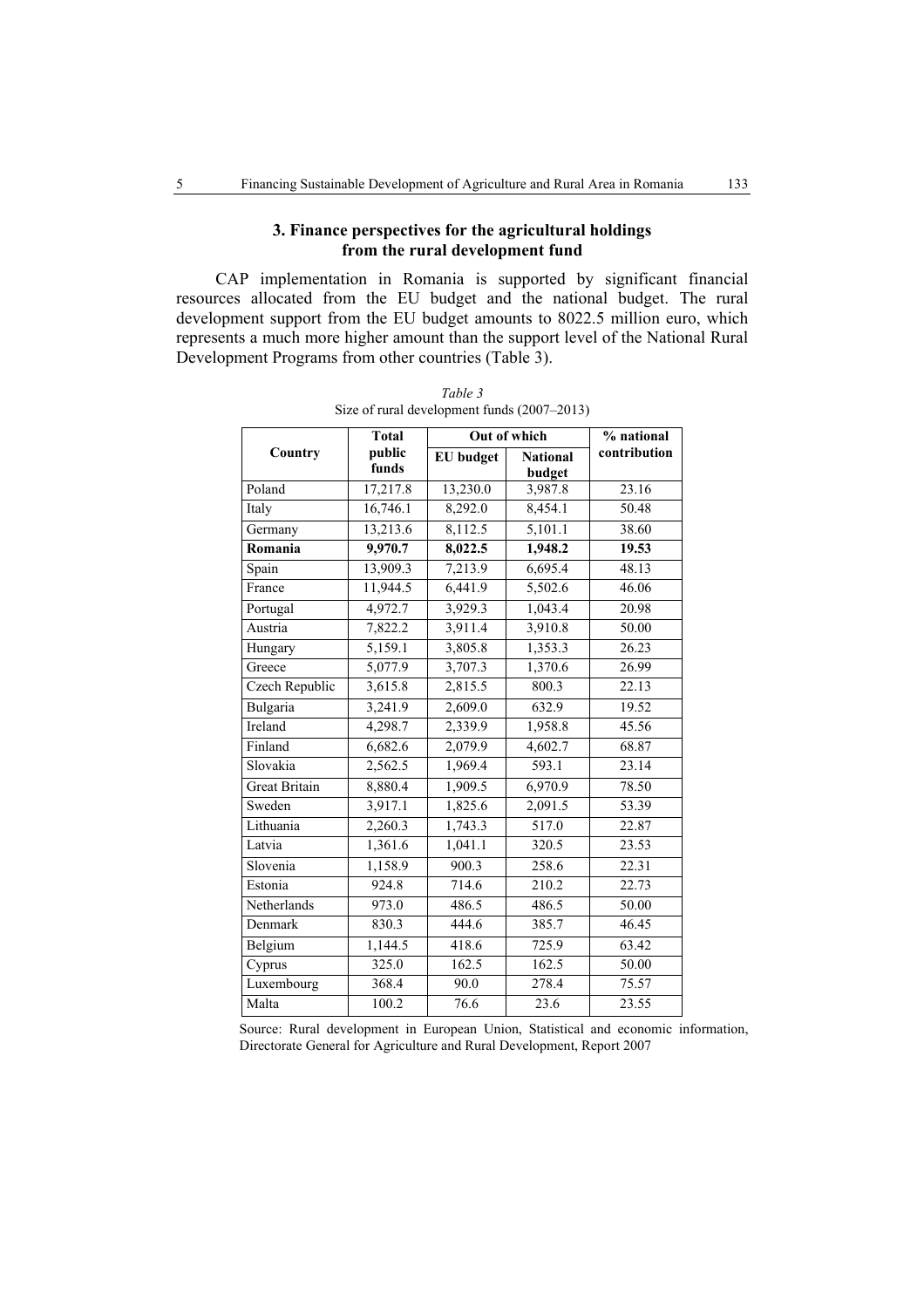## 3. Finance perspectives for the agricultural holdings from the rural development fund

CAP implementation in Romania is supported by significant financial resources allocated from the EU budget and the national budget. The rural development support from the EU budget amounts to 8022.5 million euro, which represents a much more higher amount than the support level of the National Rural Development Programs from other countries (Table 3).

*Table 3*
Size of rural development funds (2007–2013)

| Country | Total public funds | Out of which | | % national contribution |
|---|---|---|---|---|
| | | EU budget | National budget | |
| Poland | 17,217.8 | 13,230.0 | 3,987.8 | 23.16 |
| Italy | 16,746.1 | 8,292.0 | 8,454.1 | 50.48 |
| Germany | 13,213.6 | 8,112.5 | 5,101.1 | 38.60 |
| **Romania** | **9,970.7** | **8,022.5** | **1,948.2** | **19.53** |
| Spain | 13,909.3 | 7,213.9 | 6,695.4 | 48.13 |
| France | 11,944.5 | 6,441.9 | 5,502.6 | 46.06 |
| Portugal | 4,972.7 | 3,929.3 | 1,043.4 | 20.98 |
| Austria | 7,822.2 | 3,911.4 | 3,910.8 | 50.00 |
| Hungary | 5,159.1 | 3,805.8 | 1,353.3 | 26.23 |
| Greece | 5,077.9 | 3,707.3 | 1,370.6 | 26.99 |
| Czech Republic | 3,615.8 | 2,815.5 | 800.3 | 22.13 |
| Bulgaria | 3,241.9 | 2,609.0 | 632.9 | 19.52 |
| Ireland | 4,298.7 | 2,339.9 | 1,958.8 | 45.56 |
| Finland | 6,682.6 | 2,079.9 | 4,602.7 | 68.87 |
| Slovakia | 2,562.5 | 1,969.4 | 593.1 | 23.14 |
| Great Britain | 8,880.4 | 1,909.5 | 6,970.9 | 78.50 |
| Sweden | 3,917.1 | 1,825.6 | 2,091.5 | 53.39 |
| Lithuania | 2,260.3 | 1,743.3 | 517.0 | 22.87 |
| Latvia | 1,361.6 | 1,041.1 | 320.5 | 23.53 |
| Slovenia | 1,158.9 | 900.3 | 258.6 | 22.31 |
| Estonia | 924.8 | 714.6 | 210.2 | 22.73 |
| Netherlands | 973.0 | 486.5 | 486.5 | 50.00 |
| Denmark | 830.3 | 444.6 | 385.7 | 46.45 |
| Belgium | 1,144.5 | 418.6 | 725.9 | 63.42 |
| Cyprus | 325.0 | 162.5 | 162.5 | 50.00 |
| Luxembourg | 368.4 | 90.0 | 278.4 | 75.57 |
| Malta | 100.2 | 76.6 | 23.6 | 23.55 |

Source: Rural development in European Union, Statistical and economic information, Directorate General for Agriculture and Rural Development, Report 2007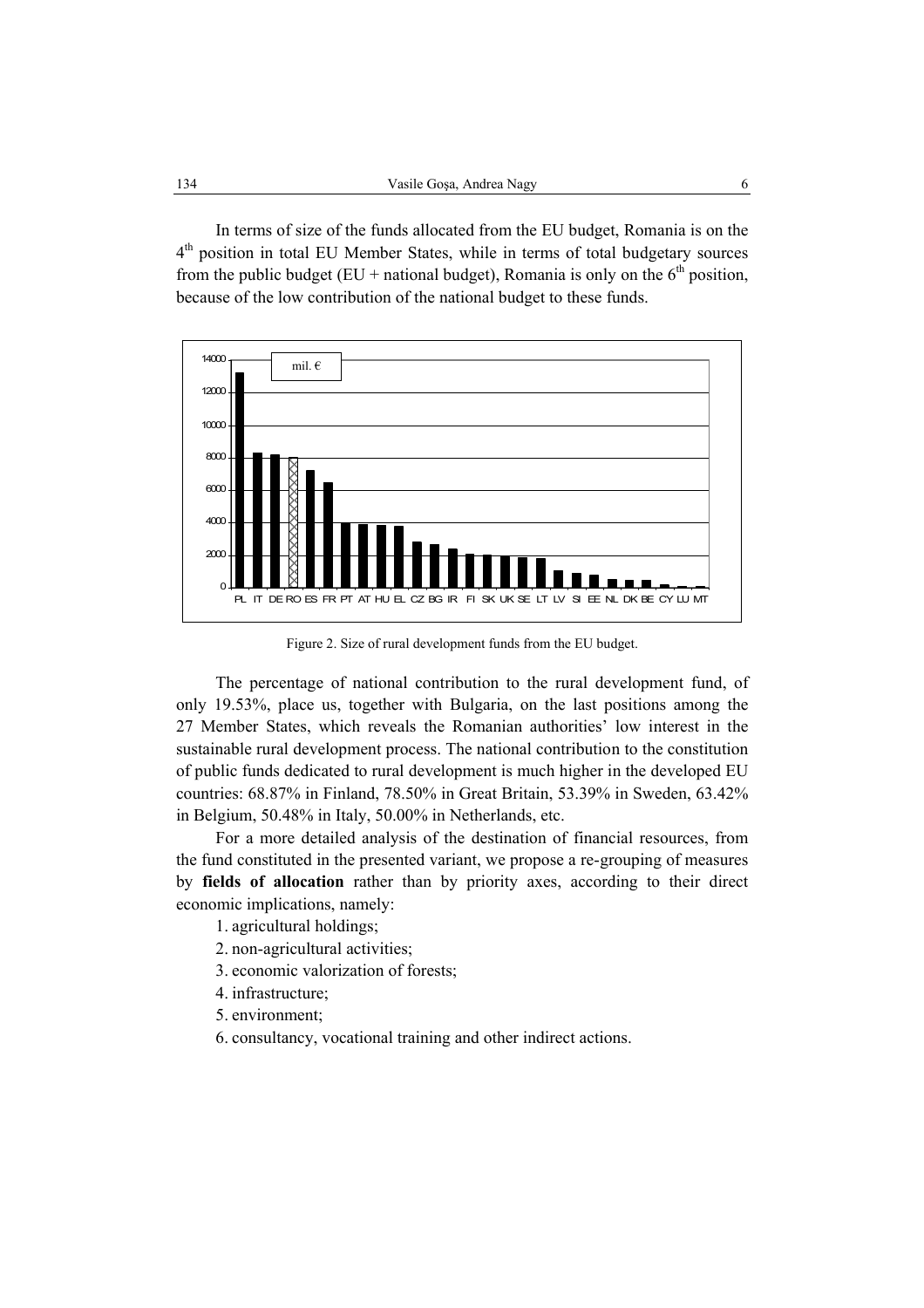In terms of size of the funds allocated from the EU budget, Romania is on the 4th position in total EU Member States, while in terms of total budgetary sources from the public budget (EU + national budget), Romania is only on the 6th position, because of the low contribution of the national budget to these funds.

Figure 2. Size of rural development funds from the EU budget.

The percentage of national contribution to the rural development fund, of only 19.53%, place us, together with Bulgaria, on the last positions among the 27 Member States, which reveals the Romanian authorities' low interest in the sustainable rural development process. The national contribution to the constitution of public funds dedicated to rural development is much higher in the developed EU countries: 68.87% in Finland, 78.50% in Great Britain, 53.39% in Sweden, 63.42% in Belgium, 50.48% in Italy, 50.00% in Netherlands, etc.

For a more detailed analysis of the destination of financial resources, from the fund constituted in the presented variant, we propose a re-grouping of measures by **fields of allocation** rather than by priority axes, according to their direct economic implications, namely:

1. agricultural holdings;
2. non-agricultural activities;
3. economic valorization of forests;
4. infrastructure;
5. environment;
6. consultancy, vocational training and other indirect actions.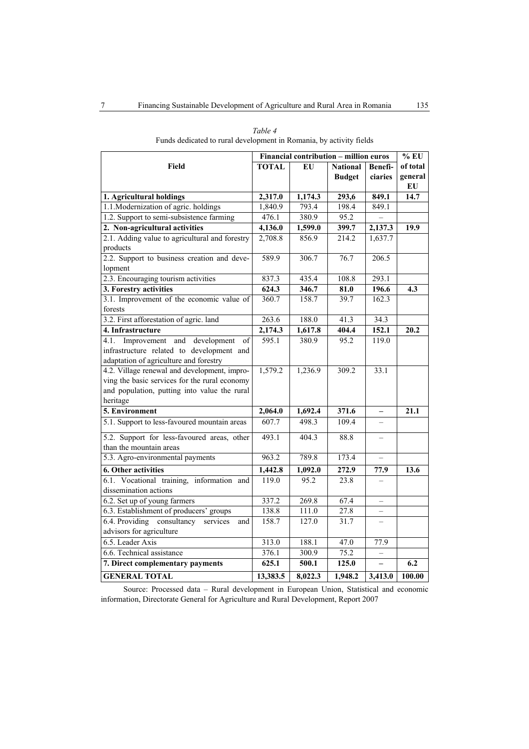*Table 4*
Funds dedicated to rural development in Romania, by activity fields

| Field | Financial contribution – million euros | | | | % EU of total general EU |
|---|---|---|---|---|---|
| | TOTAL | EU | National Budget | Benefi-ciaries | |
| **1. Agricultural holdings** | **2,317.0** | **1,174.3** | **293,6** | **849.1** | **14.7** |
| 1.1.Modernization of agric. holdings | 1,840.9 | 793.4 | 198.4 | 849.1 | |
| 1.2. Support to semi-subsistence farming | 476.1 | 380.9 | 95.2 | – | |
| **2. Non-agricultural activities** | **4,136.0** | **1,599.0** | **399.7** | **2,137.3** | **19.9** |
| 2.1. Adding value to agricultural and forestry products | 2,708.8 | 856.9 | 214.2 | 1,637.7 | |
| 2.2. Support to business creation and development | 589.9 | 306.7 | 76.7 | 206.5 | |
| 2.3. Encouraging tourism activities | 837.3 | 435.4 | 108.8 | 293.1 | |
| **3. Forestry activities** | **624.3** | **346.7** | **81.0** | **196.6** | **4.3** |
| 3.1. Improvement of the economic value of forests | 360.7 | 158.7 | 39.7 | 162.3 | |
| 3.2. First afforestation of agric. land | 263.6 | 188.0 | 41.3 | 34.3 | |
| **4. Infrastructure** | **2,174.3** | **1,617.8** | **404.4** | **152.1** | **20.2** |
| 4.1. Improvement and development of infrastructure related to development and adaptation of agriculture and forestry | 595.1 | 380.9 | 95.2 | 119.0 | |
| 4.2. Village renewal and development, improving the basic services for the rural economy and population, putting into value the rural heritage | 1,579.2 | 1,236.9 | 309.2 | 33.1 | |
| **5. Environment** | **2,064.0** | **1,692.4** | **371.6** | **–** | **21.1** |
| 5.1. Support to less-favoured mountain areas | 607.7 | 498.3 | 109.4 | – | |
| 5.2. Support for less-favoured areas, other than the mountain areas | 493.1 | 404.3 | 88.8 | – | |
| 5.3. Agro-environmental payments | 963.2 | 789.8 | 173.4 | – | |
| **6. Other activities** | **1,442.8** | **1,092.0** | **272.9** | **77.9** | **13.6** |
| 6.1. Vocational training, information and dissemination actions | 119.0 | 95.2 | 23.8 | – | |
| 6.2. Set up of young farmers | 337.2 | 269.8 | 67.4 | – | |
| 6.3. Establishment of producers' groups | 138.8 | 111.0 | 27.8 | – | |
| 6.4. Providing consultancy services and advisors for agriculture | 158.7 | 127.0 | 31.7 | – | |
| 6.5. Leader Axis | 313.0 | 188.1 | 47.0 | 77.9 | |
| 6.6. Technical assistance | 376.1 | 300.9 | 75.2 | – | |
| **7. Direct complementary payments** | **625.1** | **500.1** | **125.0** | **–** | **6.2** |
| **GENERAL TOTAL** | **13,383.5** | **8,022.3** | **1,948.2** | **3,413.0** | **100.00** |

Source: Processed data – Rural development in European Union, Statistical and economic information, Directorate General for Agriculture and Rural Development, Report 2007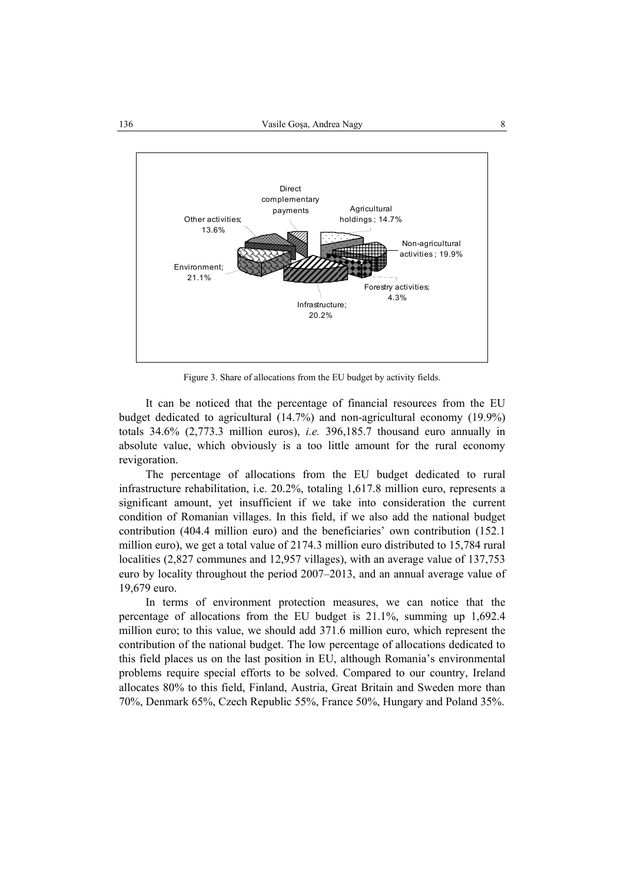Figure 3. Share of allocations from the EU budget by activity fields.

It can be noticed that the percentage of financial resources from the EU budget dedicated to agricultural (14.7%) and non-agricultural economy (19.9%) totals 34.6% (2,773.3 million euros), *i.e.* 396,185.7 thousand euro annually in absolute value, which obviously is a too little amount for the rural economy revigoration.

The percentage of allocations from the EU budget dedicated to rural infrastructure rehabilitation, i.e. 20.2%, totaling 1,617.8 million euro, represents a significant amount, yet insufficient if we take into consideration the current condition of Romanian villages. In this field, if we also add the national budget contribution (404.4 million euro) and the beneficiaries' own contribution (152.1 million euro), we get a total value of 2174.3 million euro distributed to 15,784 rural localities (2,827 communes and 12,957 villages), with an average value of 137,753 euro by locality throughout the period 2007–2013, and an annual average value of 19,679 euro.

In terms of environment protection measures, we can notice that the percentage of allocations from the EU budget is 21.1%, summing up 1,692.4 million euro; to this value, we should add 371.6 million euro, which represent the contribution of the national budget. The low percentage of allocations dedicated to this field places us on the last position in EU, although Romania's environmental problems require special efforts to be solved. Compared to our country, Ireland allocates 80% to this field, Finland, Austria, Great Britain and Sweden more than 70%, Denmark 65%, Czech Republic 55%, France 50%, Hungary and Poland 35%.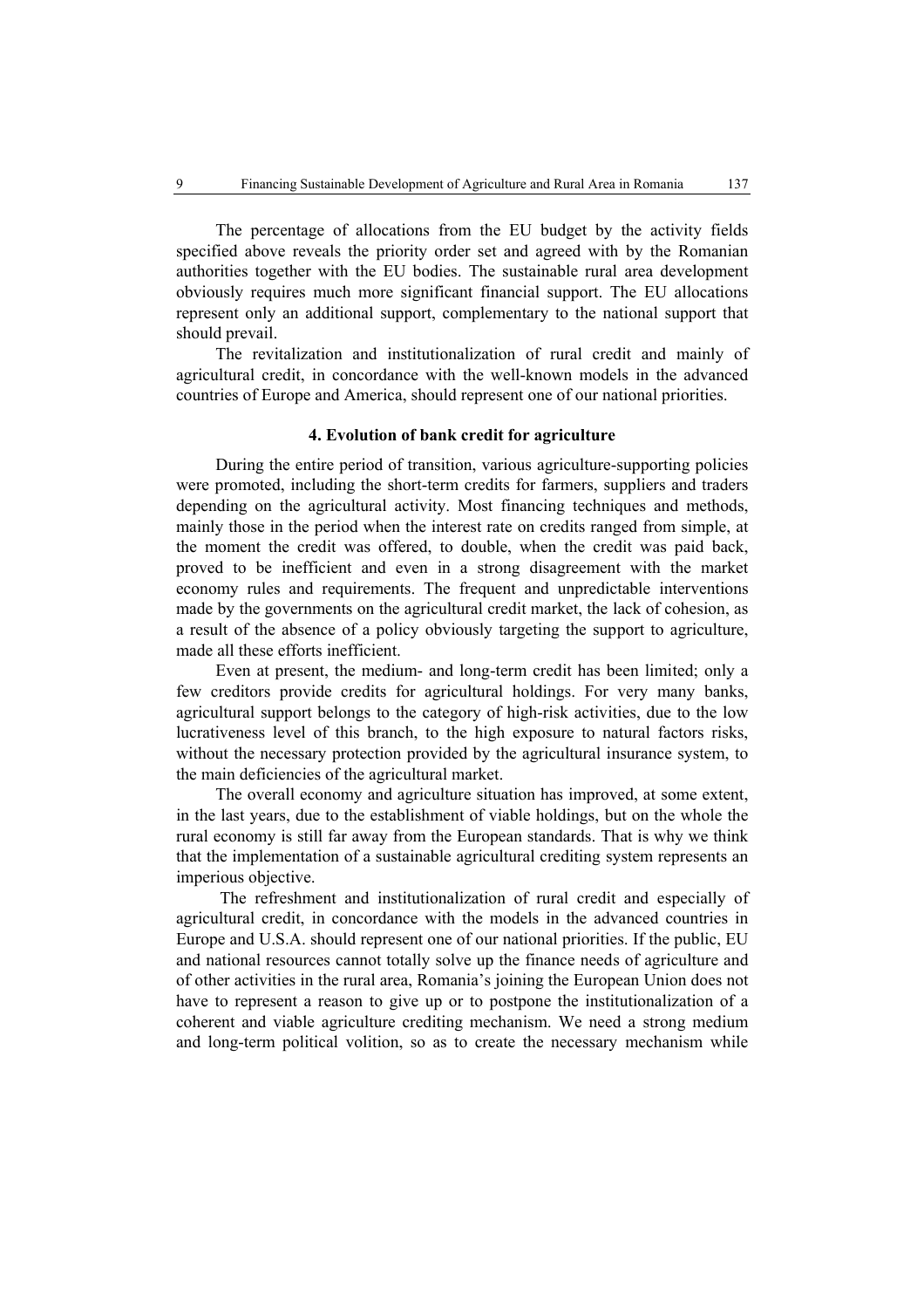The percentage of allocations from the EU budget by the activity fields specified above reveals the priority order set and agreed with by the Romanian authorities together with the EU bodies. The sustainable rural area development obviously requires much more significant financial support. The EU allocations represent only an additional support, complementary to the national support that should prevail.

The revitalization and institutionalization of rural credit and mainly of agricultural credit, in concordance with the well-known models in the advanced countries of Europe and America, should represent one of our national priorities.

## 4. Evolution of bank credit for agriculture

During the entire period of transition, various agriculture-supporting policies were promoted, including the short-term credits for farmers, suppliers and traders depending on the agricultural activity. Most financing techniques and methods, mainly those in the period when the interest rate on credits ranged from simple, at the moment the credit was offered, to double, when the credit was paid back, proved to be inefficient and even in a strong disagreement with the market economy rules and requirements. The frequent and unpredictable interventions made by the governments on the agricultural credit market, the lack of cohesion, as a result of the absence of a policy obviously targeting the support to agriculture, made all these efforts inefficient.

Even at present, the medium- and long-term credit has been limited; only a few creditors provide credits for agricultural holdings. For very many banks, agricultural support belongs to the category of high-risk activities, due to the low lucrativeness level of this branch, to the high exposure to natural factors risks, without the necessary protection provided by the agricultural insurance system, to the main deficiencies of the agricultural market.

The overall economy and agriculture situation has improved, at some extent, in the last years, due to the establishment of viable holdings, but on the whole the rural economy is still far away from the European standards. That is why we think that the implementation of a sustainable agricultural crediting system represents an imperious objective.

The refreshment and institutionalization of rural credit and especially of agricultural credit, in concordance with the models in the advanced countries in Europe and U.S.A. should represent one of our national priorities. If the public, EU and national resources cannot totally solve up the finance needs of agriculture and of other activities in the rural area, Romania's joining the European Union does not have to represent a reason to give up or to postpone the institutionalization of a coherent and viable agriculture crediting mechanism. We need a strong medium and long-term political volition, so as to create the necessary mechanism while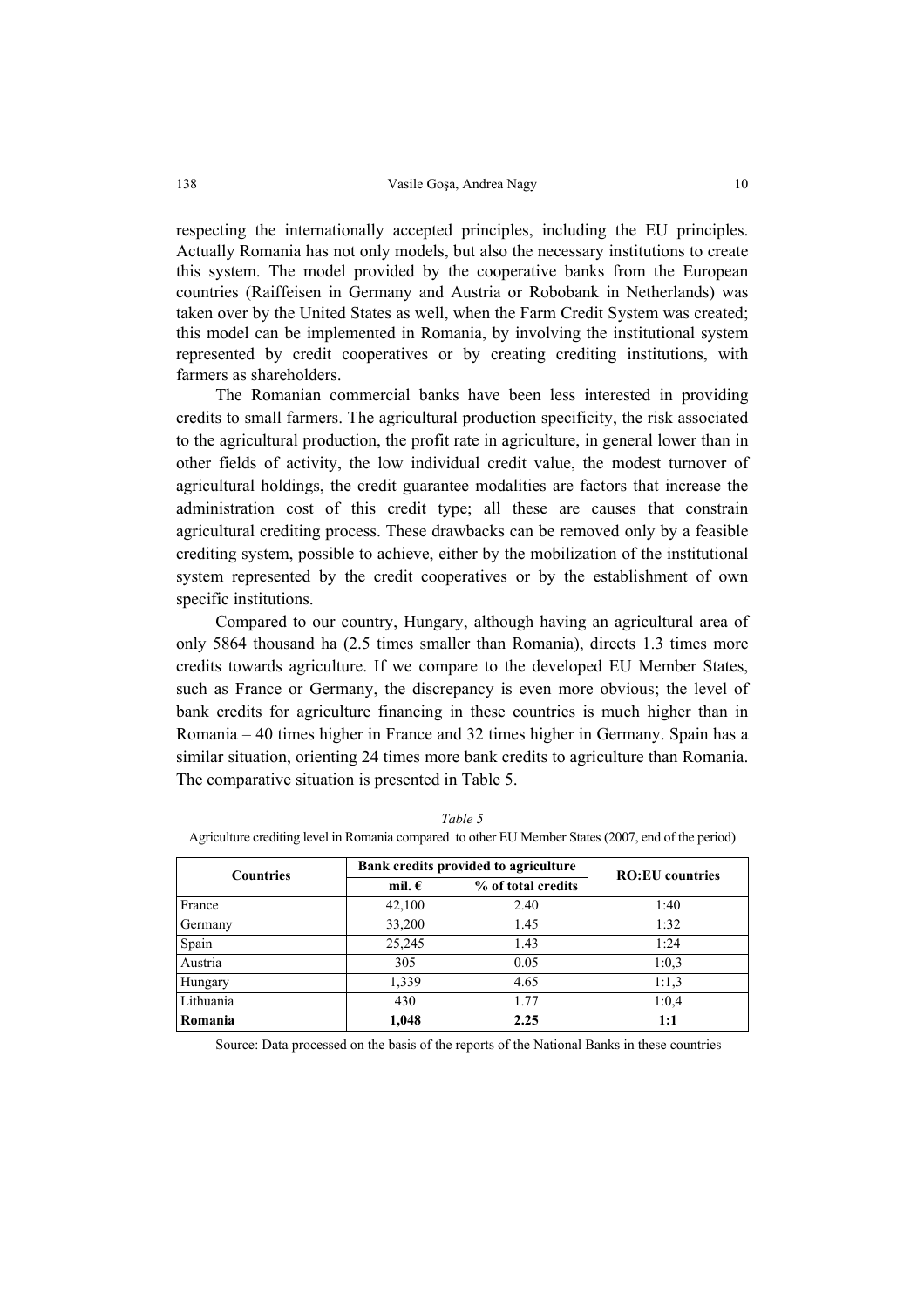respecting the internationally accepted principles, including the EU principles. Actually Romania has not only models, but also the necessary institutions to create this system. The model provided by the cooperative banks from the European countries (Raiffeisen in Germany and Austria or Robobank in Netherlands) was taken over by the United States as well, when the Farm Credit System was created; this model can be implemented in Romania, by involving the institutional system represented by credit cooperatives or by creating crediting institutions, with farmers as shareholders.

The Romanian commercial banks have been less interested in providing credits to small farmers. The agricultural production specificity, the risk associated to the agricultural production, the profit rate in agriculture, in general lower than in other fields of activity, the low individual credit value, the modest turnover of agricultural holdings, the credit guarantee modalities are factors that increase the administration cost of this credit type; all these are causes that constrain agricultural crediting process. These drawbacks can be removed only by a feasible crediting system, possible to achieve, either by the mobilization of the institutional system represented by the credit cooperatives or by the establishment of own specific institutions.

Compared to our country, Hungary, although having an agricultural area of only 5864 thousand ha (2.5 times smaller than Romania), directs 1.3 times more credits towards agriculture. If we compare to the developed EU Member States, such as France or Germany, the discrepancy is even more obvious; the level of bank credits for agriculture financing in these countries is much higher than in Romania – 40 times higher in France and 32 times higher in Germany. Spain has a similar situation, orienting 24 times more bank credits to agriculture than Romania. The comparative situation is presented in Table 5.

*Table 5*

Agriculture crediting level in Romania compared to other EU Member States (2007, end of the period)

| Countries | Bank credits provided to agriculture | | RO:EU countries |
|---|---|---|---|
| | mil. € | % of total credits | |
| France | 42,100 | 2.40 | 1:40 |
| Germany | 33,200 | 1.45 | 1:32 |
| Spain | 25,245 | 1.43 | 1:24 |
| Austria | 305 | 0.05 | 1:0,3 |
| Hungary | 1,339 | 4.65 | 1:1,3 |
| Lithuania | 430 | 1.77 | 1:0,4 |
| **Romania** | **1,048** | **2.25** | **1:1** |

Source: Data processed on the basis of the reports of the National Banks in these countries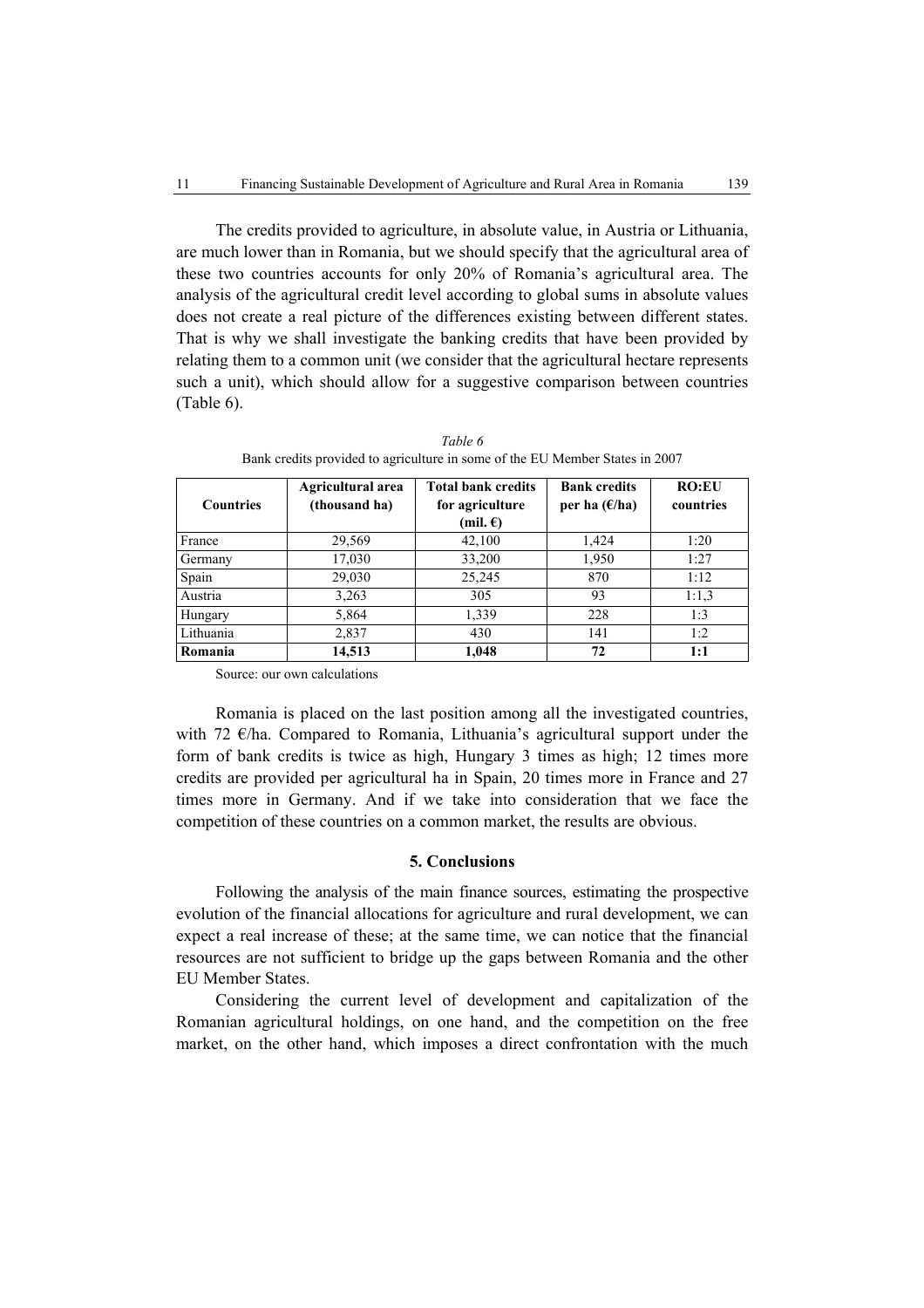The credits provided to agriculture, in absolute value, in Austria or Lithuania, are much lower than in Romania, but we should specify that the agricultural area of these two countries accounts for only 20% of Romania's agricultural area. The analysis of the agricultural credit level according to global sums in absolute values does not create a real picture of the differences existing between different states. That is why we shall investigate the banking credits that have been provided by relating them to a common unit (we consider that the agricultural hectare represents such a unit), which should allow for a suggestive comparison between countries (Table 6).

*Table 6*

Bank credits provided to agriculture in some of the EU Member States in 2007

| Countries | Agricultural area (thousand ha) | Total bank credits for agriculture (mil. €) | Bank credits per ha (€/ha) | RO:EU countries |
|---|---|---|---|---|
| France | 29,569 | 42,100 | 1,424 | 1:20 |
| Germany | 17,030 | 33,200 | 1,950 | 1:27 |
| Spain | 29,030 | 25,245 | 870 | 1:12 |
| Austria | 3,263 | 305 | 93 | 1:1,3 |
| Hungary | 5,864 | 1,339 | 228 | 1:3 |
| Lithuania | 2,837 | 430 | 141 | 1:2 |
| **Romania** | **14,513** | **1,048** | **72** | **1:1** |

Source: our own calculations

Romania is placed on the last position among all the investigated countries, with 72 €/ha. Compared to Romania, Lithuania's agricultural support under the form of bank credits is twice as high, Hungary 3 times as high; 12 times more credits are provided per agricultural ha in Spain, 20 times more in France and 27 times more in Germany. And if we take into consideration that we face the competition of these countries on a common market, the results are obvious.

## 5. Conclusions

Following the analysis of the main finance sources, estimating the prospective evolution of the financial allocations for agriculture and rural development, we can expect a real increase of these; at the same time, we can notice that the financial resources are not sufficient to bridge up the gaps between Romania and the other EU Member States.

Considering the current level of development and capitalization of the Romanian agricultural holdings, on one hand, and the competition on the free market, on the other hand, which imposes a direct confrontation with the much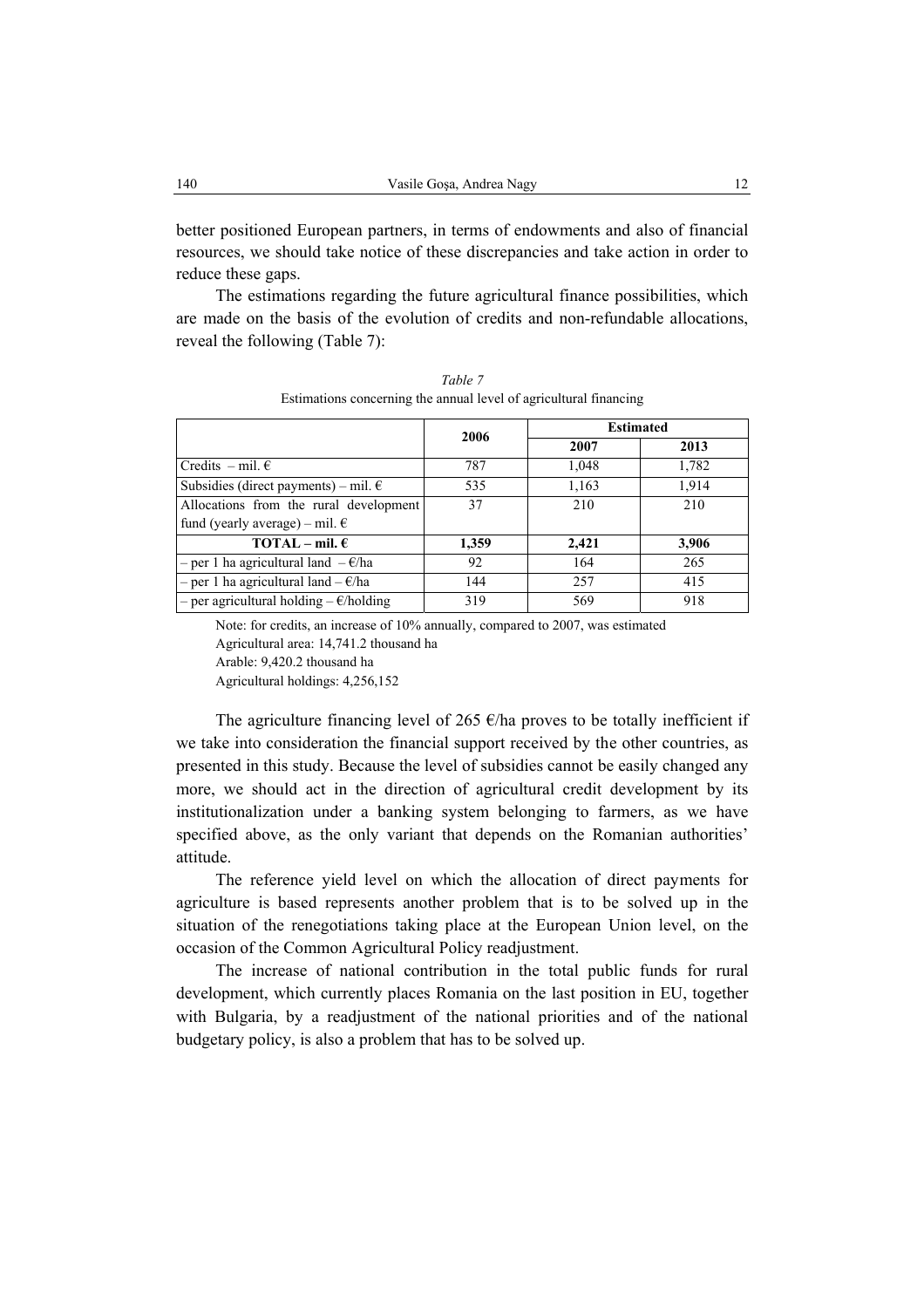better positioned European partners, in terms of endowments and also of financial resources, we should take notice of these discrepancies and take action in order to reduce these gaps.

The estimations regarding the future agricultural finance possibilities, which are made on the basis of the evolution of credits and non-refundable allocations, reveal the following (Table 7):

*Table 7*

Estimations concerning the annual level of agricultural financing

| | 2006 | Estimated | |
|---|---|---|---|
| | | 2007 | 2013 |
| Credits – mil. € | 787 | 1,048 | 1,782 |
| Subsidies (direct payments) – mil. € | 535 | 1,163 | 1,914 |
| Allocations from the rural development fund (yearly average) – mil. € | 37 | 210 | 210 |
| **TOTAL – mil. €** | **1,359** | **2,421** | **3,906** |
| – per 1 ha agricultural land – €/ha | 92 | 164 | 265 |
| – per 1 ha agricultural land – €/ha | 144 | 257 | 415 |
| – per agricultural holding – €/holding | 319 | 569 | 918 |

Note: for credits, an increase of 10% annually, compared to 2007, was estimated

Agricultural area: 14,741.2 thousand ha

Arable: 9,420.2 thousand ha

Agricultural holdings: 4,256,152

The agriculture financing level of 265 €/ha proves to be totally inefficient if we take into consideration the financial support received by the other countries, as presented in this study. Because the level of subsidies cannot be easily changed any more, we should act in the direction of agricultural credit development by its institutionalization under a banking system belonging to farmers, as we have specified above, as the only variant that depends on the Romanian authorities' attitude.

The reference yield level on which the allocation of direct payments for agriculture is based represents another problem that is to be solved up in the situation of the renegotiations taking place at the European Union level, on the occasion of the Common Agricultural Policy readjustment.

The increase of national contribution in the total public funds for rural development, which currently places Romania on the last position in EU, together with Bulgaria, by a readjustment of the national priorities and of the national budgetary policy, is also a problem that has to be solved up.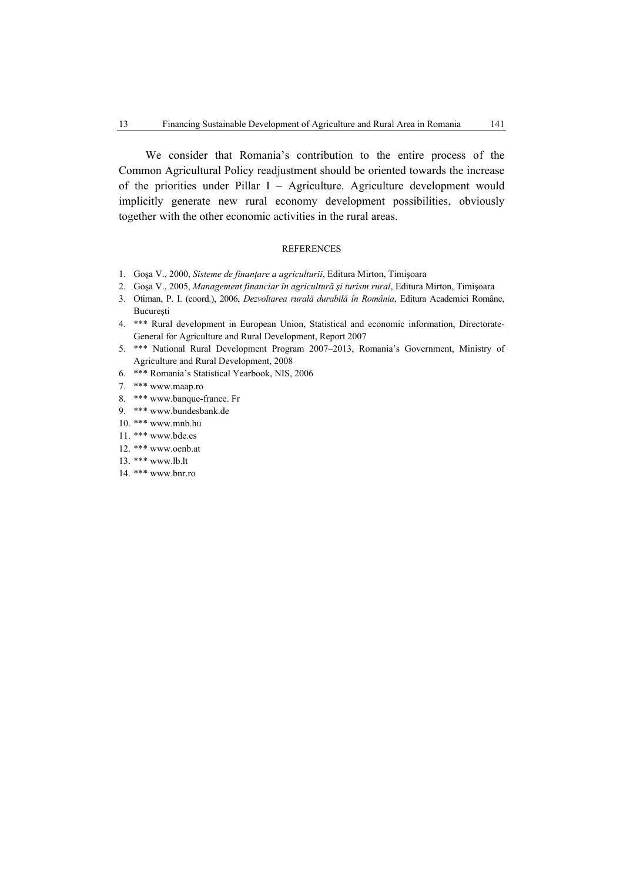We consider that Romania's contribution to the entire process of the Common Agricultural Policy readjustment should be oriented towards the increase of the priorities under Pillar I – Agriculture. Agriculture development would implicitly generate new rural economy development possibilities, obviously together with the other economic activities in the rural areas.

## REFERENCES

1. Goşa V., 2000, *Sisteme de finanţare a agriculturii*, Editura Mirton, Timişoara
2. Goşa V., 2005, *Management financiar în agricultură şi turism rural*, Editura Mirton, Timişoara
3. Otiman, P. I. (coord.), 2006, *Dezvoltarea rurală durabilă în România*, Editura Academiei Române, Bucureşti
4. *** Rural development in European Union, Statistical and economic information, Directorate-General for Agriculture and Rural Development, Report 2007
5. *** National Rural Development Program 2007–2013, Romania's Government, Ministry of Agriculture and Rural Development, 2008
6. *** Romania's Statistical Yearbook, NIS, 2006
7. *** www.maap.ro
8. *** www.banque-france. Fr
9. *** www.bundesbank.de
10. *** www.mnb.hu
11. *** www.bde.es
12. *** www.oenb.at
13. *** www.lb.lt
14. *** www.bnr.ro